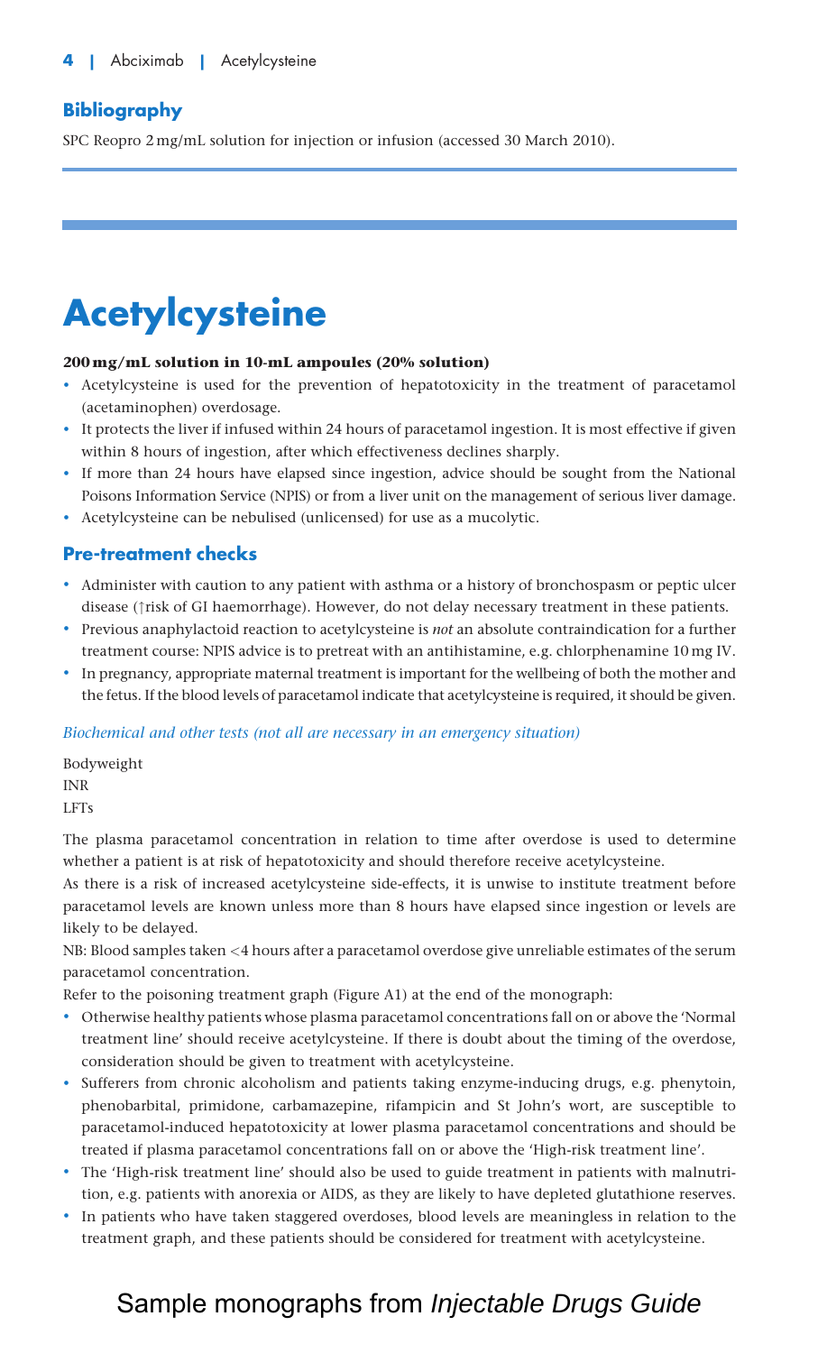## Bibliography

SPC Reopro 2 mg/mL solution for injection or infusion (accessed 30 March 2010).

# Acetylcysteine

**200 mg/mL solution in 10-mL ampoules (20% solution)**

- Acetylcysteine is used for the prevention of hepatotoxicity in the treatment of paracetamol (acetaminophen) overdosage.
- It protects the liver if infused within 24 hours of paracetamol ingestion. It is most effective if given within 8 hours of ingestion, after which effectiveness declines sharply.
- If more than 24 hours have elapsed since ingestion, advice should be sought from the National Poisons Information Service (NPIS) or from a liver unit on the management of serious liver damage.
- Acetylcysteine can be nebulised (unlicensed) for use as a mucolytic.

## Pre-treatment checks

- Administer with caution to any patient with asthma or a history of bronchospasm or peptic ulcer disease (↑risk of GI haemorrhage). However, do not delay necessary treatment in these patients.
- Previous anaphylactoid reaction to acetylcysteine is *not* an absolute contraindication for a further treatment course: NPIS advice is to pretreat with an antihistamine, e.g. chlorphenamine 10 mg IV.
- In pregnancy, appropriate maternal treatment is important for the wellbeing of both the mother and the fetus. If the blood levels of paracetamol indicate that acetylcysteine is required, it should be given.

*Biochemical and other tests (not all are necessary in an emergency situation)*

Bodyweight
INR
LFTs

The plasma paracetamol concentration in relation to time after overdose is used to determine whether a patient is at risk of hepatotoxicity and should therefore receive acetylcysteine.

As there is a risk of increased acetylcysteine side-effects, it is unwise to institute treatment before paracetamol levels are known unless more than 8 hours have elapsed since ingestion or levels are likely to be delayed.

NB: Blood samples taken <4 hours after a paracetamol overdose give unreliable estimates of the serum paracetamol concentration.

Refer to the poisoning treatment graph (Figure A1) at the end of the monograph:

- Otherwise healthy patients whose plasma paracetamol concentrations fall on or above the 'Normal treatment line' should receive acetylcysteine. If there is doubt about the timing of the overdose, consideration should be given to treatment with acetylcysteine.
- Sufferers from chronic alcoholism and patients taking enzyme-inducing drugs, e.g. phenytoin, phenobarbital, primidone, carbamazepine, rifampicin and St John's wort, are susceptible to paracetamol-induced hepatotoxicity at lower plasma paracetamol concentrations and should be treated if plasma paracetamol concentrations fall on or above the 'High-risk treatment line'.
- The 'High-risk treatment line' should also be used to guide treatment in patients with malnutrition, e.g. patients with anorexia or AIDS, as they are likely to have depleted glutathione reserves.
- In patients who have taken staggered overdoses, blood levels are meaningless in relation to the treatment graph, and these patients should be considered for treatment with acetylcysteine.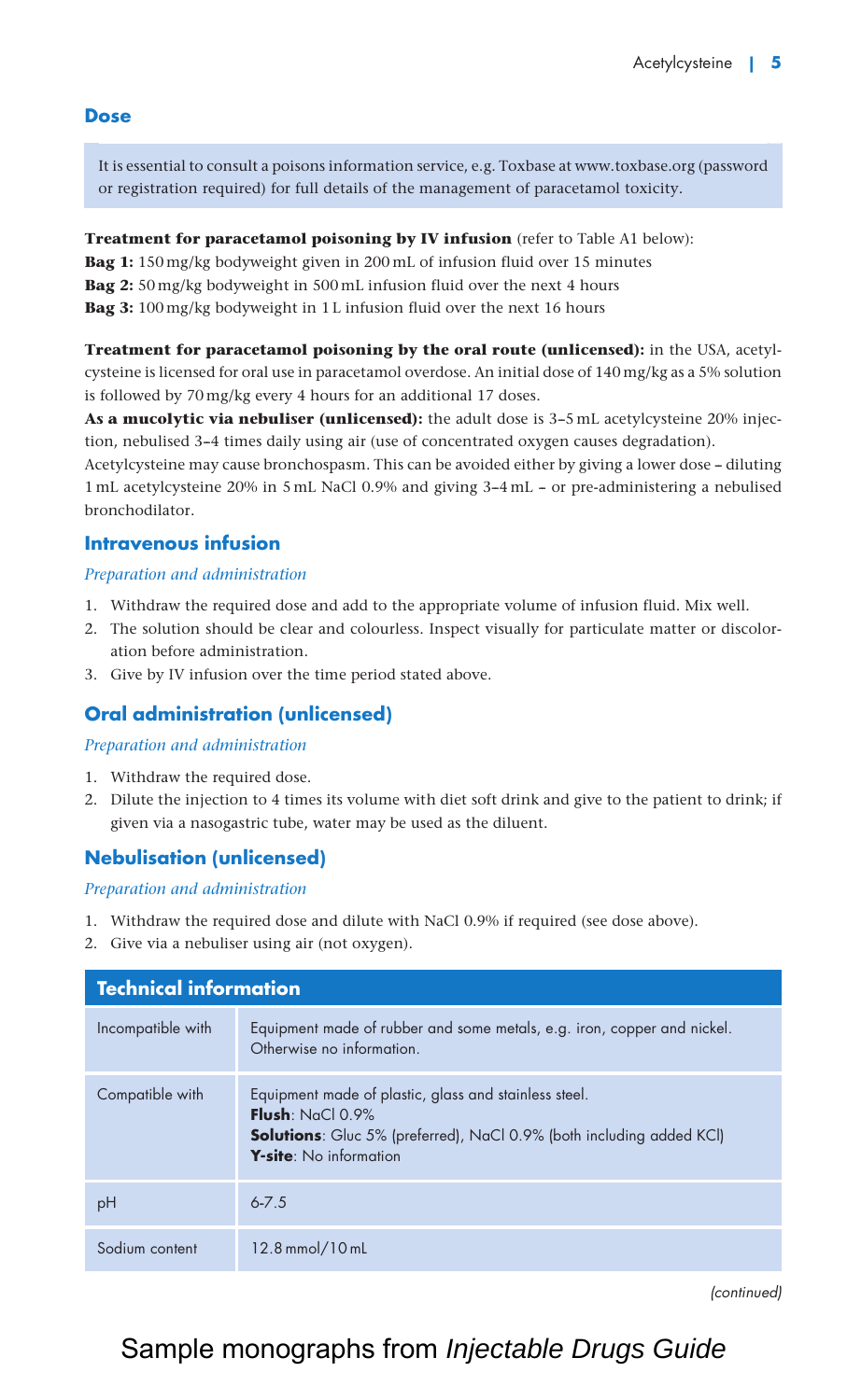## Dose

It is essential to consult a poisons information service, e.g. Toxbase at www.toxbase.org (password or registration required) for full details of the management of paracetamol toxicity.

**Treatment for paracetamol poisoning by IV infusion** (refer to Table A1 below):
**Bag 1:** 150 mg/kg bodyweight given in 200 mL of infusion fluid over 15 minutes
**Bag 2:** 50 mg/kg bodyweight in 500 mL infusion fluid over the next 4 hours
**Bag 3:** 100 mg/kg bodyweight in 1 L infusion fluid over the next 16 hours

**Treatment for paracetamol poisoning by the oral route (unlicensed):** in the USA, acetylcysteine is licensed for oral use in paracetamol overdose. An initial dose of 140 mg/kg as a 5% solution is followed by 70 mg/kg every 4 hours for an additional 17 doses.

**As a mucolytic via nebuliser (unlicensed):** the adult dose is 3–5 mL acetylcysteine 20% injection, nebulised 3–4 times daily using air (use of concentrated oxygen causes degradation).

Acetylcysteine may cause bronchospasm. This can be avoided either by giving a lower dose – diluting 1 mL acetylcysteine 20% in 5 mL NaCl 0.9% and giving 3–4 mL – or pre-administering a nebulised bronchodilator.

## Intravenous infusion

*Preparation and administration*

1. Withdraw the required dose and add to the appropriate volume of infusion fluid. Mix well.
2. The solution should be clear and colourless. Inspect visually for particulate matter or discoloration before administration.
3. Give by IV infusion over the time period stated above.

## Oral administration (unlicensed)

*Preparation and administration*

1. Withdraw the required dose.
2. Dilute the injection to 4 times its volume with diet soft drink and give to the patient to drink; if given via a nasogastric tube, water may be used as the diluent.

## Nebulisation (unlicensed)

*Preparation and administration*

1. Withdraw the required dose and dilute with NaCl 0.9% if required (see dose above).
2. Give via a nebuliser using air (not oxygen).

| Technical information | |
|---|---|
| Incompatible with | Equipment made of rubber and some metals, e.g. iron, copper and nickel. Otherwise no information. |
| Compatible with | Equipment made of plastic, glass and stainless steel.<br>**Flush**: NaCl 0.9%<br>**Solutions**: Gluc 5% (preferred), NaCl 0.9% (both including added KCl)<br>**Y-site**: No information |
| pH | 6-7.5 |
| Sodium content | 12.8 mmol/10 mL |

*(continued)*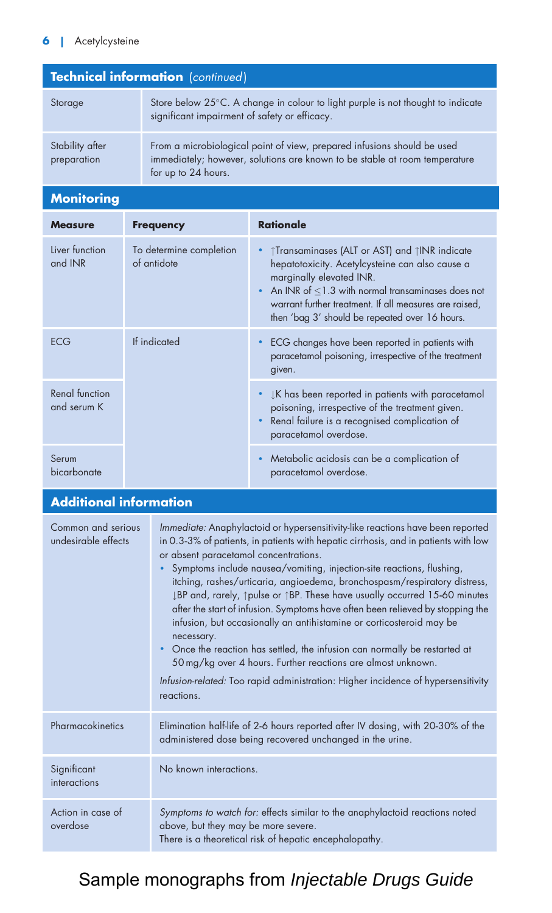## Technical information (*continued*)

| | |
|---|---|
| Storage | Store below 25°C. A change in colour to light purple is not thought to indicate significant impairment of safety or efficacy. |
| Stability after preparation | From a microbiological point of view, prepared infusions should be used immediately; however, solutions are known to be stable at room temperature for up to 24 hours. |

## Monitoring

| Measure | Frequency | Rationale |
|---|---|---|
| Liver function and INR | To determine completion of antidote | • ↑Transaminases (ALT or AST) and ↑INR indicate hepatotoxicity. Acetylcysteine can also cause a marginally elevated INR. • An INR of ≤1.3 with normal transaminases does not warrant further treatment. If all measures are raised, then 'bag 3' should be repeated over 16 hours. |
| ECG | If indicated | • ECG changes have been reported in patients with paracetamol poisoning, irrespective of the treatment given. |
| Renal function and serum K | | • ↓K has been reported in patients with paracetamol poisoning, irrespective of the treatment given. • Renal failure is a recognised complication of paracetamol overdose. |
| Serum bicarbonate | | • Metabolic acidosis can be a complication of paracetamol overdose. |

## Additional information

| | |
|---|---|
| Common and serious undesirable effects | *Immediate:* Anaphylactoid or hypersensitivity-like reactions have been reported in 0.3-3% of patients, in patients with hepatic cirrhosis, and in patients with low or absent paracetamol concentrations. • Symptoms include nausea/vomiting, injection-site reactions, flushing, itching, rashes/urticaria, angioedema, bronchospasm/respiratory distress, ↓BP and, rarely, ↑pulse or ↑BP. These have usually occurred 15-60 minutes after the start of infusion. Symptoms have often been relieved by stopping the infusion, but occasionally an antihistamine or corticosteroid may be necessary. • Once the reaction has settled, the infusion can normally be restarted at 50 mg/kg over 4 hours. Further reactions are almost unknown. *Infusion-related:* Too rapid administration: Higher incidence of hypersensitivity reactions. |
| Pharmacokinetics | Elimination half-life of 2-6 hours reported after IV dosing, with 20-30% of the administered dose being recovered unchanged in the urine. |
| Significant interactions | No known interactions. |
| Action in case of overdose | *Symptoms to watch for:* effects similar to the anaphylactoid reactions noted above, but they may be more severe. There is a theoretical risk of hepatic encephalopathy. |

Sample monographs from *Injectable Drugs Guide*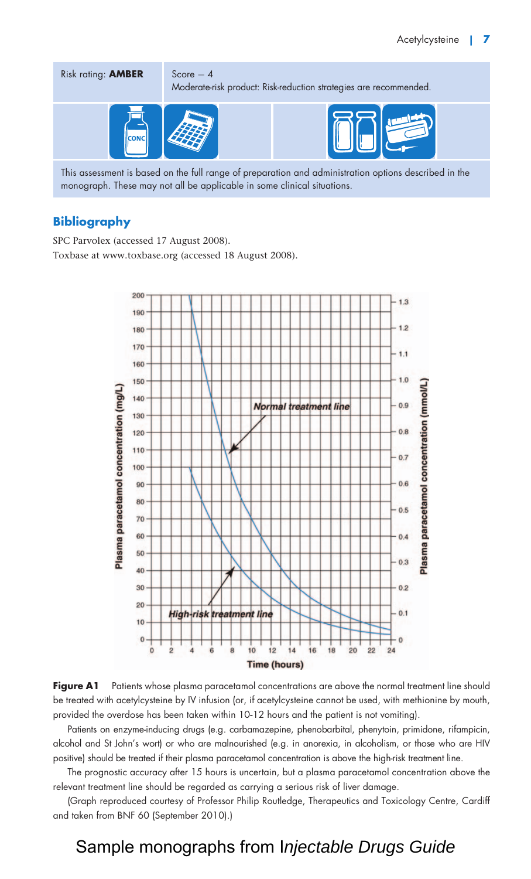| Risk rating: **AMBER** | Score = 4<br>Moderate-risk product: Risk-reduction strategies are recommended. |
|---|---|

This assessment is based on the full range of preparation and administration options described in the monograph. These may not all be applicable in some clinical situations.

## Bibliography

SPC Parvolex (accessed 17 August 2008).

Toxbase at www.toxbase.org (accessed 18 August 2008).

**Figure A1** Patients whose plasma paracetamol concentrations are above the normal treatment line should be treated with acetylcysteine by IV infusion (or, if acetylcysteine cannot be used, with methionine by mouth, provided the overdose has been taken within 10-12 hours and the patient is not vomiting).

Patients on enzyme-inducing drugs (e.g. carbamazepine, phenobarbital, phenytoin, primidone, rifampicin, alcohol and St John's wort) or who are malnourished (e.g. in anorexia, in alcoholism, or those who are HIV positive) should be treated if their plasma paracetamol concentration is above the high-risk treatment line.

The prognostic accuracy after 15 hours is uncertain, but a plasma paracetamol concentration above the relevant treatment line should be regarded as carrying a serious risk of liver damage.

(Graph reproduced courtesy of Professor Philip Routledge, Therapeutics and Toxicology Centre, Cardiff and taken from BNF 60 (September 2010).)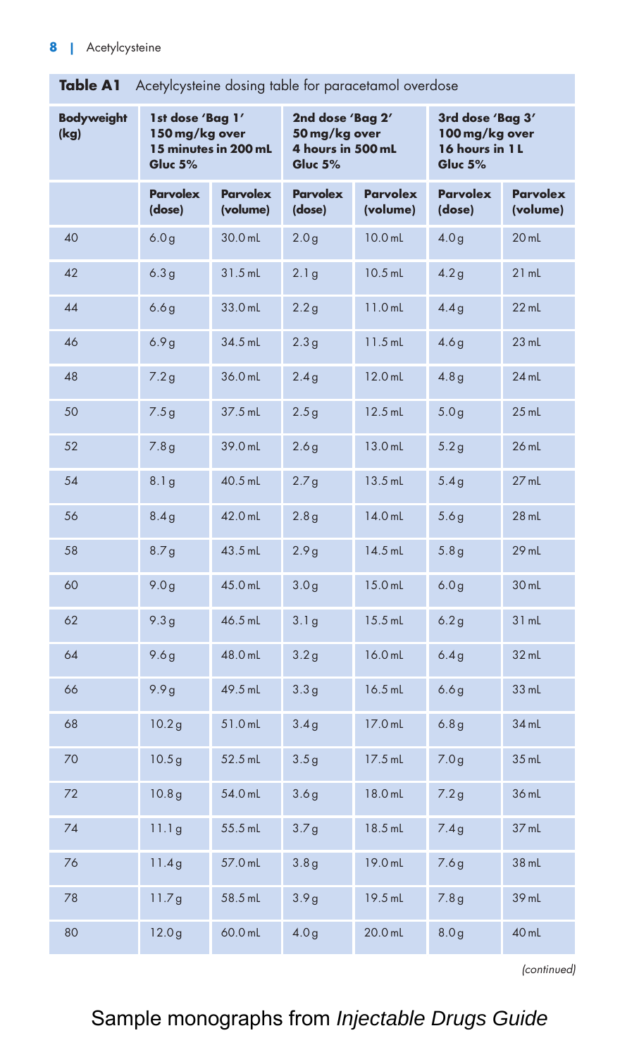**Table A1** Acetylcysteine dosing table for paracetamol overdose

| Bodyweight (kg) | 1st dose 'Bag 1' 150 mg/kg over 15 minutes in 200 mL Gluc 5% | | 2nd dose 'Bag 2' 50 mg/kg over 4 hours in 500 mL Gluc 5% | | 3rd dose 'Bag 3' 100 mg/kg over 16 hours in 1 L Gluc 5% | |
|---|---|---|---|---|---|---|
| | **Parvolex (dose)** | **Parvolex (volume)** | **Parvolex (dose)** | **Parvolex (volume)** | **Parvolex (dose)** | **Parvolex (volume)** |
| 40 | 6.0 g | 30.0 mL | 2.0 g | 10.0 mL | 4.0 g | 20 mL |
| 42 | 6.3 g | 31.5 mL | 2.1 g | 10.5 mL | 4.2 g | 21 mL |
| 44 | 6.6 g | 33.0 mL | 2.2 g | 11.0 mL | 4.4 g | 22 mL |
| 46 | 6.9 g | 34.5 mL | 2.3 g | 11.5 mL | 4.6 g | 23 mL |
| 48 | 7.2 g | 36.0 mL | 2.4 g | 12.0 mL | 4.8 g | 24 mL |
| 50 | 7.5 g | 37.5 mL | 2.5 g | 12.5 mL | 5.0 g | 25 mL |
| 52 | 7.8 g | 39.0 mL | 2.6 g | 13.0 mL | 5.2 g | 26 mL |
| 54 | 8.1 g | 40.5 mL | 2.7 g | 13.5 mL | 5.4 g | 27 mL |
| 56 | 8.4 g | 42.0 mL | 2.8 g | 14.0 mL | 5.6 g | 28 mL |
| 58 | 8.7 g | 43.5 mL | 2.9 g | 14.5 mL | 5.8 g | 29 mL |
| 60 | 9.0 g | 45.0 mL | 3.0 g | 15.0 mL | 6.0 g | 30 mL |
| 62 | 9.3 g | 46.5 mL | 3.1 g | 15.5 mL | 6.2 g | 31 mL |
| 64 | 9.6 g | 48.0 mL | 3.2 g | 16.0 mL | 6.4 g | 32 mL |
| 66 | 9.9 g | 49.5 mL | 3.3 g | 16.5 mL | 6.6 g | 33 mL |
| 68 | 10.2 g | 51.0 mL | 3.4 g | 17.0 mL | 6.8 g | 34 mL |
| 70 | 10.5 g | 52.5 mL | 3.5 g | 17.5 mL | 7.0 g | 35 mL |
| 72 | 10.8 g | 54.0 mL | 3.6 g | 18.0 mL | 7.2 g | 36 mL |
| 74 | 11.1 g | 55.5 mL | 3.7 g | 18.5 mL | 7.4 g | 37 mL |
| 76 | 11.4 g | 57.0 mL | 3.8 g | 19.0 mL | 7.6 g | 38 mL |
| 78 | 11.7 g | 58.5 mL | 3.9 g | 19.5 mL | 7.8 g | 39 mL |
| 80 | 12.0 g | 60.0 mL | 4.0 g | 20.0 mL | 8.0 g | 40 mL |

*(continued)*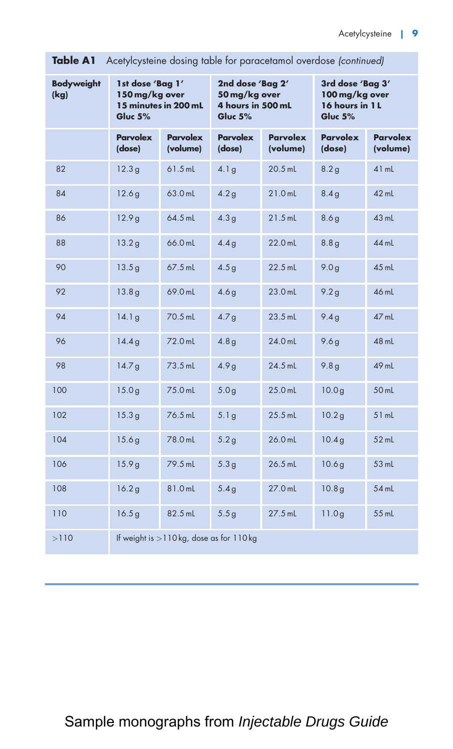**Table A1** Acetylcysteine dosing table for paracetamol overdose *(continued)*

| Bodyweight (kg) | 1st dose 'Bag 1' 150 mg/kg over 15 minutes in 200 mL Gluc 5% | | 2nd dose 'Bag 2' 50 mg/kg over 4 hours in 500 mL Gluc 5% | | 3rd dose 'Bag 3' 100 mg/kg over 16 hours in 1 L Gluc 5% | |
|---|---|---|---|---|---|---|
| | **Parvolex (dose)** | **Parvolex (volume)** | **Parvolex (dose)** | **Parvolex (volume)** | **Parvolex (dose)** | **Parvolex (volume)** |
| 82 | 12.3 g | 61.5 mL | 4.1 g | 20.5 mL | 8.2 g | 41 mL |
| 84 | 12.6 g | 63.0 mL | 4.2 g | 21.0 mL | 8.4 g | 42 mL |
| 86 | 12.9 g | 64.5 mL | 4.3 g | 21.5 mL | 8.6 g | 43 mL |
| 88 | 13.2 g | 66.0 mL | 4.4 g | 22.0 mL | 8.8 g | 44 mL |
| 90 | 13.5 g | 67.5 mL | 4.5 g | 22.5 mL | 9.0 g | 45 mL |
| 92 | 13.8 g | 69.0 mL | 4.6 g | 23.0 mL | 9.2 g | 46 mL |
| 94 | 14.1 g | 70.5 mL | 4.7 g | 23.5 mL | 9.4 g | 47 mL |
| 96 | 14.4 g | 72.0 mL | 4.8 g | 24.0 mL | 9.6 g | 48 mL |
| 98 | 14.7 g | 73.5 mL | 4.9 g | 24.5 mL | 9.8 g | 49 mL |
| 100 | 15.0 g | 75.0 mL | 5.0 g | 25.0 mL | 10.0 g | 50 mL |
| 102 | 15.3 g | 76.5 mL | 5.1 g | 25.5 mL | 10.2 g | 51 mL |
| 104 | 15.6 g | 78.0 mL | 5.2 g | 26.0 mL | 10.4 g | 52 mL |
| 106 | 15.9 g | 79.5 mL | 5.3 g | 26.5 mL | 10.6 g | 53 mL |
| 108 | 16.2 g | 81.0 mL | 5.4 g | 27.0 mL | 10.8 g | 54 mL |
| 110 | 16.5 g | 82.5 mL | 5.5 g | 27.5 mL | 11.0 g | 55 mL |
| >110 | If weight is >110 kg, dose as for 110 kg | | | | | |

Sample monographs from *Injectable Drugs Guide*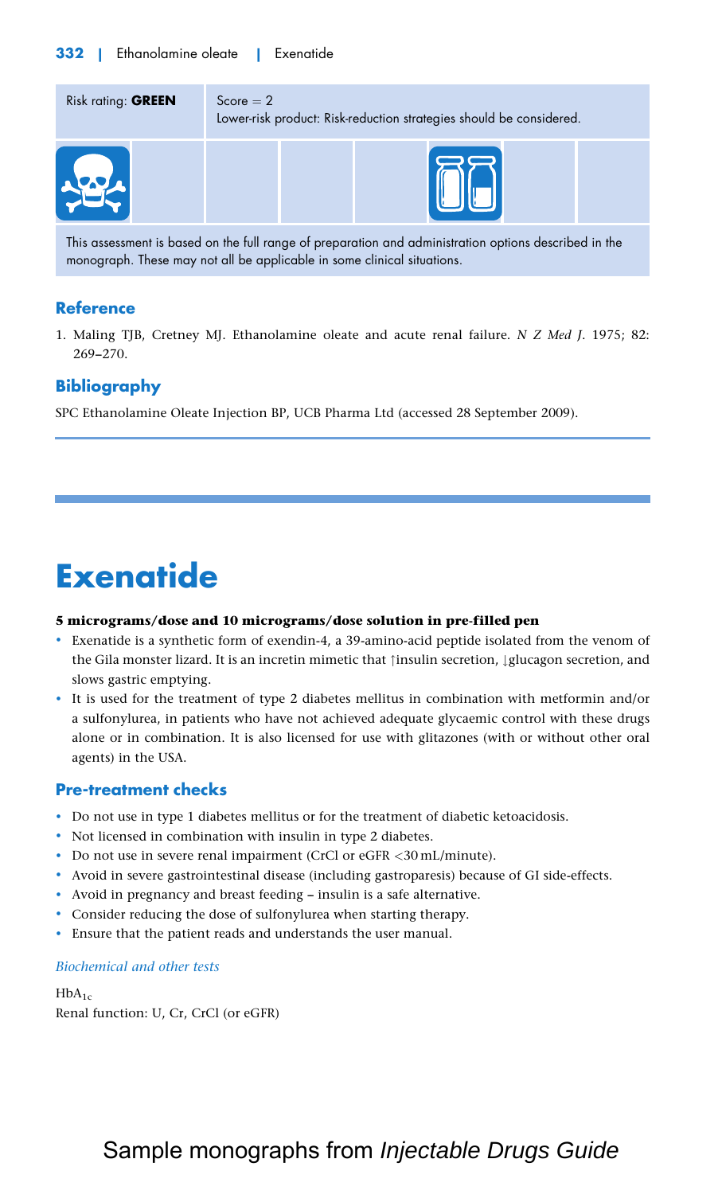| Risk rating: **GREEN** | Score = 2<br>Lower-risk product: Risk-reduction strategies should be considered. |
|---|---|

This assessment is based on the full range of preparation and administration options described in the monograph. These may not all be applicable in some clinical situations.

## Reference

1. Maling TJB, Cretney MJ. Ethanolamine oleate and acute renal failure. *N Z Med J*. 1975; 82: 269–270.

## Bibliography

SPC Ethanolamine Oleate Injection BP, UCB Pharma Ltd (accessed 28 September 2009).

# Exenatide

**5 micrograms/dose and 10 micrograms/dose solution in pre-filled pen**

- Exenatide is a synthetic form of exendin-4, a 39-amino-acid peptide isolated from the venom of the Gila monster lizard. It is an incretin mimetic that ↑insulin secretion, ↓glucagon secretion, and slows gastric emptying.
- It is used for the treatment of type 2 diabetes mellitus in combination with metformin and/or a sulfonylurea, in patients who have not achieved adequate glycaemic control with these drugs alone or in combination. It is also licensed for use with glitazones (with or without other oral agents) in the USA.

## Pre-treatment checks

- Do not use in type 1 diabetes mellitus or for the treatment of diabetic ketoacidosis.
- Not licensed in combination with insulin in type 2 diabetes.
- Do not use in severe renal impairment (CrCl or eGFR <30 mL/minute).
- Avoid in severe gastrointestinal disease (including gastroparesis) because of GI side-effects.
- Avoid in pregnancy and breast feeding – insulin is a safe alternative.
- Consider reducing the dose of sulfonylurea when starting therapy.
- Ensure that the patient reads and understands the user manual.

*Biochemical and other tests*

$HbA_{1c}$
Renal function: U, Cr, CrCl (or eGFR)

Sample monographs from *Injectable Drugs Guide*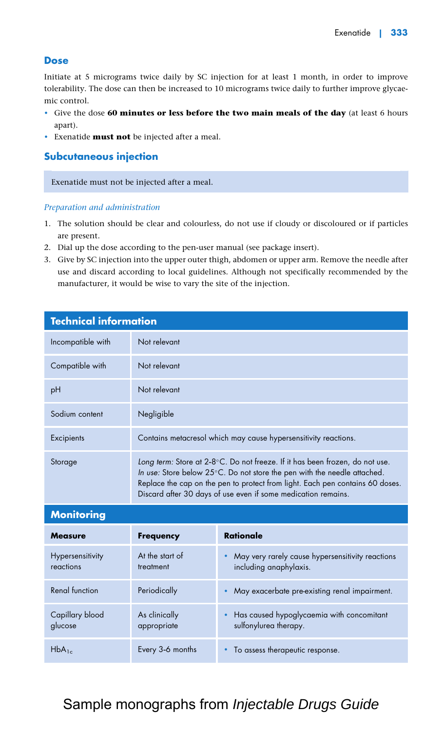## Dose

Initiate at 5 micrograms twice daily by SC injection for at least 1 month, in order to improve tolerability. The dose can then be increased to 10 micrograms twice daily to further improve glycaemic control.

- Give the dose **60 minutes or less before the two main meals of the day** (at least 6 hours apart).
- Exenatide **must not** be injected after a meal.

## Subcutaneous injection

Exenatide must not be injected after a meal.

*Preparation and administration*

1. The solution should be clear and colourless, do not use if cloudy or discoloured or if particles are present.
2. Dial up the dose according to the pen-user manual (see package insert).
3. Give by SC injection into the upper outer thigh, abdomen or upper arm. Remove the needle after use and discard according to local guidelines. Although not specifically recommended by the manufacturer, it would be wise to vary the site of the injection.

| Technical information | |
|---|---|
| Incompatible with | Not relevant |
| Compatible with | Not relevant |
| pH | Not relevant |
| Sodium content | Negligible |
| Excipients | Contains metacresol which may cause hypersensitivity reactions. |
| Storage | *Long term:* Store at 2-8°C. Do not freeze. If it has been frozen, do not use. *In use:* Store below 25°C. Do not store the pen with the needle attached. Replace the cap on the pen to protect from light. Each pen contains 60 doses. Discard after 30 days of use even if some medication remains. |

**Monitoring**

| Measure | Frequency | Rationale |
|---|---|---|
| Hypersensitivity reactions | At the start of treatment | • May very rarely cause hypersensitivity reactions including anaphylaxis. |
| Renal function | Periodically | • May exacerbate pre-existing renal impairment. |
| Capillary blood glucose | As clinically appropriate | • Has caused hypoglycaemia with concomitant sulfonylurea therapy. |
| $HbA_{1c}$ | Every 3-6 months | • To assess therapeutic response. |

Sample monographs from *Injectable Drugs Guide*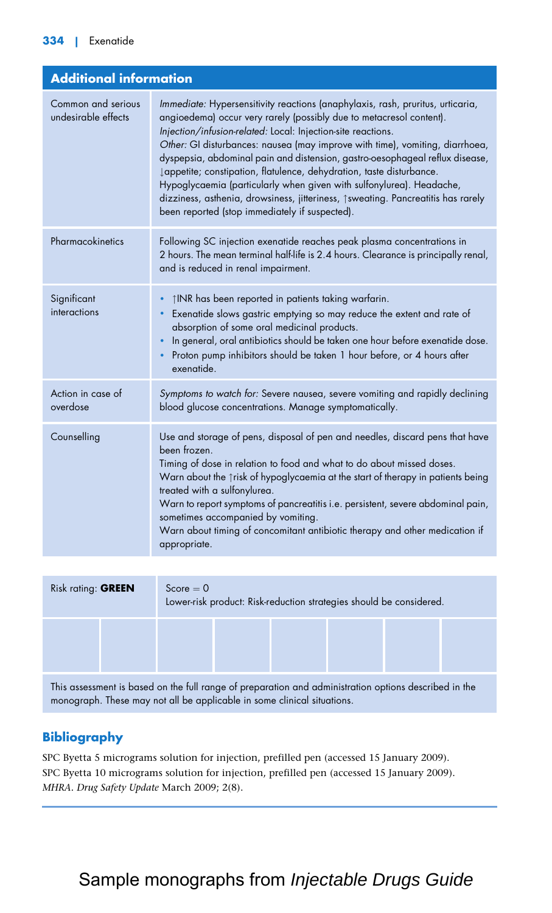## Additional information

| | |
|---|---|
| Common and serious undesirable effects | *Immediate:* Hypersensitivity reactions (anaphylaxis, rash, pruritus, urticaria, angioedema) occur very rarely (possibly due to metacresol content).<br>*Injection/infusion-related:* Local: Injection-site reactions.<br>*Other:* GI disturbances: nausea (may improve with time), vomiting, diarrhoea, dyspepsia, abdominal pain and distension, gastro-oesophageal reflux disease, ↓appetite; constipation, flatulence, dehydration, taste disturbance.<br>Hypoglycaemia (particularly when given with sulfonylurea). Headache, dizziness, asthenia, drowsiness, jitteriness, ↑sweating. Pancreatitis has rarely been reported (stop immediately if suspected). |
| Pharmacokinetics | Following SC injection exenatide reaches peak plasma concentrations in 2 hours. The mean terminal half-life is 2.4 hours. Clearance is principally renal, and is reduced in renal impairment. |
| Significant interactions | • ↑INR has been reported in patients taking warfarin.<br>• Exenatide slows gastric emptying so may reduce the extent and rate of absorption of some oral medicinal products.<br>• In general, oral antibiotics should be taken one hour before exenatide dose.<br>• Proton pump inhibitors should be taken 1 hour before, or 4 hours after exenatide. |
| Action in case of overdose | *Symptoms to watch for:* Severe nausea, severe vomiting and rapidly declining blood glucose concentrations. Manage symptomatically. |
| Counselling | Use and storage of pens, disposal of pen and needles, discard pens that have been frozen.<br>Timing of dose in relation to food and what to do about missed doses.<br>Warn about the ↑risk of hypoglycaemia at the start of therapy in patients being treated with a sulfonylurea.<br>Warn to report symptoms of pancreatitis i.e. persistent, severe abdominal pain, sometimes accompanied by vomiting.<br>Warn about timing of concomitant antibiotic therapy and other medication if appropriate. |

| Risk rating: **GREEN** | Score = 0<br>Lower-risk product: Risk-reduction strategies should be considered. |
|---|---|

This assessment is based on the full range of preparation and administration options described in the monograph. These may not all be applicable in some clinical situations.

## Bibliography

SPC Byetta 5 micrograms solution for injection, prefilled pen (accessed 15 January 2009).
SPC Byetta 10 micrograms solution for injection, prefilled pen (accessed 15 January 2009).
*MHRA. Drug Safety Update* March 2009; 2(8).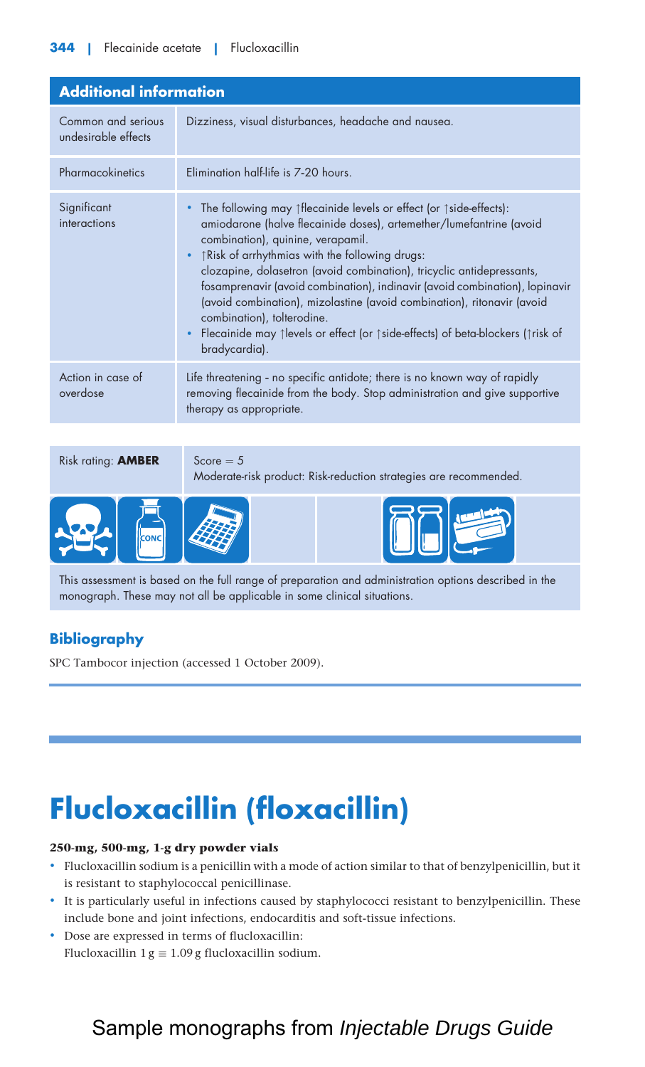## Additional information

| | |
|---|---|
| Common and serious undesirable effects | Dizziness, visual disturbances, headache and nausea. |
| Pharmacokinetics | Elimination half-life is 7–20 hours. |
| Significant interactions | • The following may ↑flecainide levels or effect (or ↑side-effects): amiodarone (halve flecainide doses), artemether/lumefantrine (avoid combination), quinine, verapamil.<br>• ↑Risk of arrhythmias with the following drugs: clozapine, dolasetron (avoid combination), tricyclic antidepressants, fosamprenavir (avoid combination), indinavir (avoid combination), lopinavir (avoid combination), mizolastine (avoid combination), ritonavir (avoid combination), tolterodine.<br>• Flecainide may ↑levels or effect (or ↑side-effects) of beta-blockers (↑risk of bradycardia). |
| Action in case of overdose | Life threatening - no specific antidote; there is no known way of rapidly removing flecainide from the body. Stop administration and give supportive therapy as appropriate. |

| Risk rating: **AMBER** | Score = 5<br>Moderate-risk product: Risk-reduction strategies are recommended. |
|---|---|

This assessment is based on the full range of preparation and administration options described in the monograph. These may not all be applicable in some clinical situations.

### Bibliography

SPC Tambocor injection (accessed 1 October 2009).

# Flucloxacillin (floxacillin)

**250-mg, 500-mg, 1-g dry powder vials**

- Flucloxacillin sodium is a penicillin with a mode of action similar to that of benzylpenicillin, but it is resistant to staphylococcal penicillinase.
- It is particularly useful in infections caused by staphylococci resistant to benzylpenicillin. These include bone and joint infections, endocarditis and soft-tissue infections.
- Dose are expressed in terms of flucloxacillin:
  Flucloxacillin 1 g ≡ 1.09 g flucloxacillin sodium.

Sample monographs from *Injectable Drugs Guide*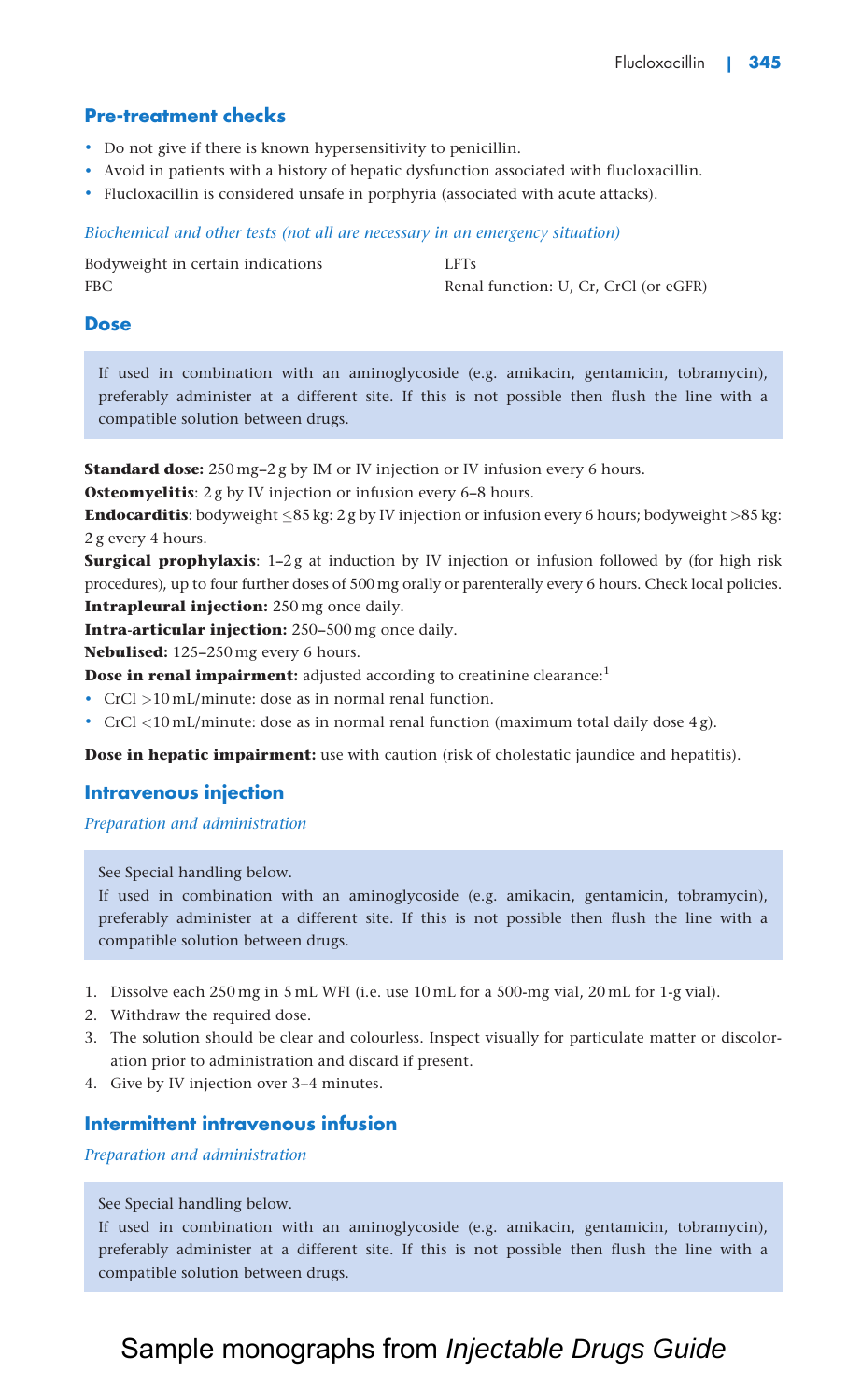## Pre-treatment checks

- Do not give if there is known hypersensitivity to penicillin.
- Avoid in patients with a history of hepatic dysfunction associated with flucloxacillin.
- Flucloxacillin is considered unsafe in porphyria (associated with acute attacks).

*Biochemical and other tests (not all are necessary in an emergency situation)*

| | |
|---|---|
| Bodyweight in certain indications | LFTs |
| FBC | Renal function: U, Cr, CrCl (or eGFR) |

## Dose

> If used in combination with an aminoglycoside (e.g. amikacin, gentamicin, tobramycin), preferably administer at a different site. If this is not possible then flush the line with a compatible solution between drugs.

**Standard dose:** 250 mg–2 g by IM or IV injection or IV infusion every 6 hours.

**Osteomyelitis**: 2 g by IV injection or infusion every 6–8 hours.

**Endocarditis**: bodyweight ≤85 kg: 2 g by IV injection or infusion every 6 hours; bodyweight >85 kg: 2 g every 4 hours.

**Surgical prophylaxis**: 1–2 g at induction by IV injection or infusion followed by (for high risk procedures), up to four further doses of 500 mg orally or parenterally every 6 hours. Check local policies.

**Intrapleural injection:** 250 mg once daily.

**Intra-articular injection:** 250–500 mg once daily.

**Nebulised:** 125–250 mg every 6 hours.

**Dose in renal impairment:** adjusted according to creatinine clearance:[1]

- CrCl >10 mL/minute: dose as in normal renal function.
- CrCl <10 mL/minute: dose as in normal renal function (maximum total daily dose 4 g).

**Dose in hepatic impairment:** use with caution (risk of cholestatic jaundice and hepatitis).

## Intravenous injection

*Preparation and administration*

> See Special handling below.
> If used in combination with an aminoglycoside (e.g. amikacin, gentamicin, tobramycin), preferably administer at a different site. If this is not possible then flush the line with a compatible solution between drugs.

1. Dissolve each 250 mg in 5 mL WFI (i.e. use 10 mL for a 500-mg vial, 20 mL for 1-g vial).
2. Withdraw the required dose.
3. The solution should be clear and colourless. Inspect visually for particulate matter or discoloration prior to administration and discard if present.
4. Give by IV injection over 3–4 minutes.

## Intermittent intravenous infusion

*Preparation and administration*

> See Special handling below.
> If used in combination with an aminoglycoside (e.g. amikacin, gentamicin, tobramycin), preferably administer at a different site. If this is not possible then flush the line with a compatible solution between drugs.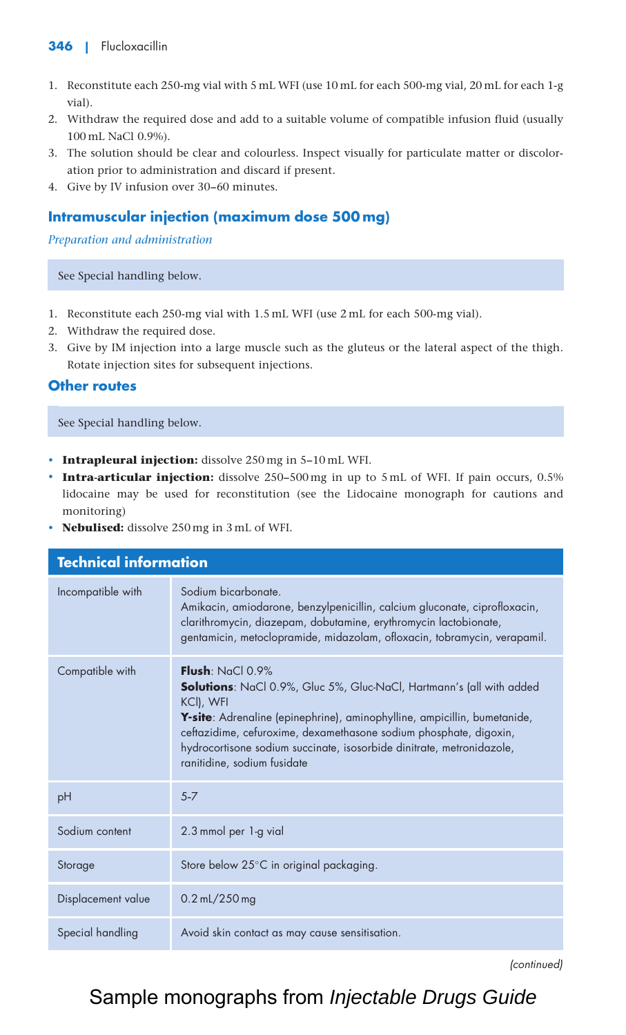1. Reconstitute each 250-mg vial with 5 mL WFI (use 10 mL for each 500-mg vial, 20 mL for each 1-g vial).
2. Withdraw the required dose and add to a suitable volume of compatible infusion fluid (usually 100 mL NaCl 0.9%).
3. The solution should be clear and colourless. Inspect visually for particulate matter or discoloration prior to administration and discard if present.
4. Give by IV infusion over 30–60 minutes.

## Intramuscular injection (maximum dose 500 mg)

*Preparation and administration*

See Special handling below.

1. Reconstitute each 250-mg vial with 1.5 mL WFI (use 2 mL for each 500-mg vial).
2. Withdraw the required dose.
3. Give by IM injection into a large muscle such as the gluteus or the lateral aspect of the thigh. Rotate injection sites for subsequent injections.

## Other routes

See Special handling below.

- **Intrapleural injection:** dissolve 250 mg in 5–10 mL WFI.
- **Intra-articular injection:** dissolve 250–500 mg in up to 5 mL of WFI. If pain occurs, 0.5% lidocaine may be used for reconstitution (see the Lidocaine monograph for cautions and monitoring)
- **Nebulised:** dissolve 250 mg in 3 mL of WFI.

| Technical information | |
|---|---|
| Incompatible with | Sodium bicarbonate.<br>Amikacin, amiodarone, benzylpenicillin, calcium gluconate, ciprofloxacin, clarithromycin, diazepam, dobutamine, erythromycin lactobionate, gentamicin, metoclopramide, midazolam, ofloxacin, tobramycin, verapamil. |
| Compatible with | **Flush**: NaCl 0.9%<br>**Solutions**: NaCl 0.9%, Gluc 5%, Gluc-NaCl, Hartmann's (all with added KCl), WFI<br>**Y-site**: Adrenaline (epinephrine), aminophylline, ampicillin, bumetanide, ceftazidime, cefuroxime, dexamethasone sodium phosphate, digoxin, hydrocortisone sodium succinate, isosorbide dinitrate, metronidazole, ranitidine, sodium fusidate |
| pH | 5–7 |
| Sodium content | 2.3 mmol per 1-g vial |
| Storage | Store below 25°C in original packaging. |
| Displacement value | 0.2 mL/250 mg |
| Special handling | Avoid skin contact as may cause sensitisation. |

*(continued)*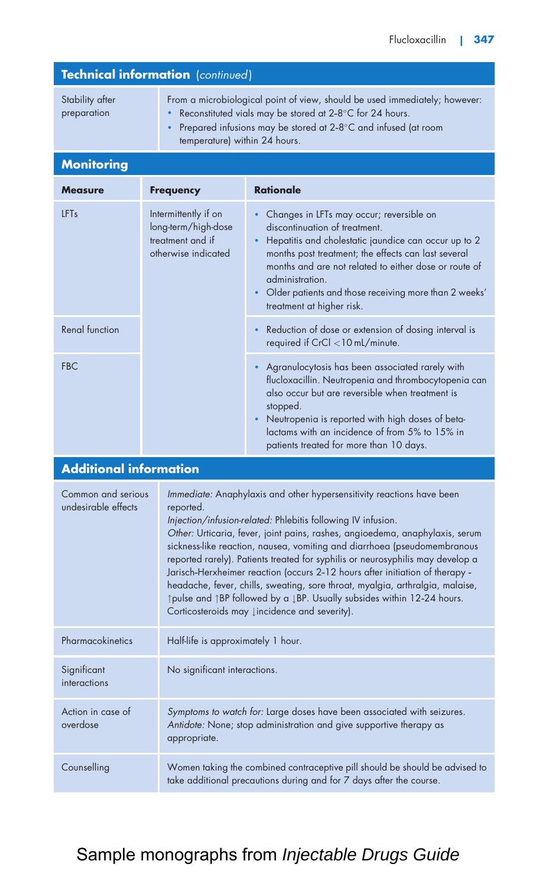## Technical information (*continued*)

| | |
|---|---|
| Stability after preparation | From a microbiological point of view, should be used immediately; however:<br>• Reconstituted vials may be stored at 2–8°C for 24 hours.<br>• Prepared infusions may be stored at 2–8°C and infused (at room temperature) within 24 hours. |

## Monitoring

| Measure | Frequency | Rationale |
|---|---|---|
| LFTs | Intermittently if on long-term/high-dose treatment and if otherwise indicated | • Changes in LFTs may occur; reversible on discontinuation of treatment.<br>• Hepatitis and cholestatic jaundice can occur up to 2 months post treatment; the effects can last several months and are not related to either dose or route of administration.<br>• Older patients and those receiving more than 2 weeks' treatment at higher risk. |
| Renal function | | • Reduction of dose or extension of dosing interval is required if CrCl <10 mL/minute. |
| FBC | | • Agranulocytosis has been associated rarely with flucloxacillin. Neutropenia and thrombocytopenia can also occur but are reversible when treatment is stopped.<br>• Neutropenia is reported with high doses of beta-lactams with an incidence of from 5% to 15% in patients treated for more than 10 days. |

## Additional information

| | |
|---|---|
| Common and serious undesirable effects | *Immediate:* Anaphylaxis and other hypersensitivity reactions have been reported.<br>*Injection/infusion-related:* Phlebitis following IV infusion.<br>*Other:* Urticaria, fever, joint pains, rashes, angioedema, anaphylaxis, serum sickness-like reaction, nausea, vomiting and diarrhoea (pseudomembranous reported rarely). Patients treated for syphilis or neurosyphilis may develop a Jarisch–Herxheimer reaction (occurs 2–12 hours after initiation of therapy - headache, fever, chills, sweating, sore throat, myalgia, arthralgia, malaise, ↑pulse and ↑BP followed by a ↓BP. Usually subsides within 12–24 hours. Corticosteroids may ↓incidence and severity). |
| Pharmacokinetics | Half-life is approximately 1 hour. |
| Significant interactions | No significant interactions. |
| Action in case of overdose | *Symptoms to watch for:* Large doses have been associated with seizures.<br>*Antidote:* None; stop administration and give supportive therapy as appropriate. |
| Counselling | Women taking the combined contraceptive pill should be should be advised to take additional precautions during and for 7 days after the course. |

Sample monographs from *Injectable Drugs Guide*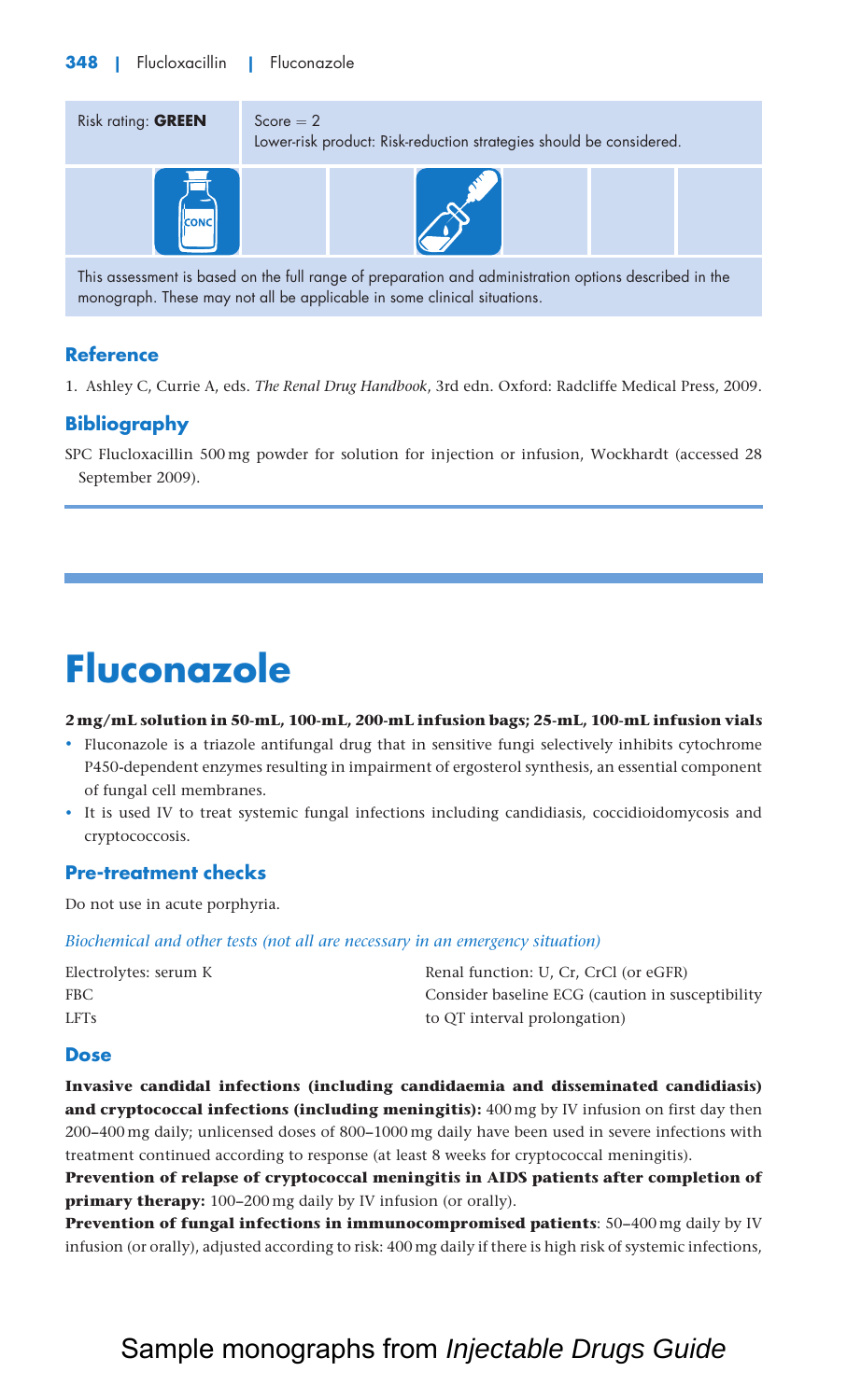| Risk rating: **GREEN** | Score = 2<br>Lower-risk product: Risk-reduction strategies should be considered. |
| --- | --- |

This assessment is based on the full range of preparation and administration options described in the monograph. These may not all be applicable in some clinical situations.

## Reference

1. Ashley C, Currie A, eds. *The Renal Drug Handbook*, 3rd edn. Oxford: Radcliffe Medical Press, 2009.

## Bibliography

SPC Flucloxacillin 500 mg powder for solution for injection or infusion, Wockhardt (accessed 28 September 2009).

# Fluconazole

**2 mg/mL solution in 50-mL, 100-mL, 200-mL infusion bags; 25-mL, 100-mL infusion vials**

- Fluconazole is a triazole antifungal drug that in sensitive fungi selectively inhibits cytochrome P450-dependent enzymes resulting in impairment of ergosterol synthesis, an essential component of fungal cell membranes.
- It is used IV to treat systemic fungal infections including candidiasis, coccidioidomycosis and cryptococcosis.

## Pre-treatment checks

Do not use in acute porphyria.

*Biochemical and other tests (not all are necessary in an emergency situation)*

| | |
| --- | --- |
| Electrolytes: serum K | Renal function: U, Cr, CrCl (or eGFR) |
| FBC | Consider baseline ECG (caution in susceptibility to QT interval prolongation) |
| LFTs | |

## Dose

**Invasive candidal infections (including candidaemia and disseminated candidiasis) and cryptococcal infections (including meningitis):** 400 mg by IV infusion on first day then 200–400 mg daily; unlicensed doses of 800–1000 mg daily have been used in severe infections with treatment continued according to response (at least 8 weeks for cryptococcal meningitis).

**Prevention of relapse of cryptococcal meningitis in AIDS patients after completion of primary therapy:** 100–200 mg daily by IV infusion (or orally).

**Prevention of fungal infections in immunocompromised patients**: 50–400 mg daily by IV infusion (or orally), adjusted according to risk: 400 mg daily if there is high risk of systemic infections,